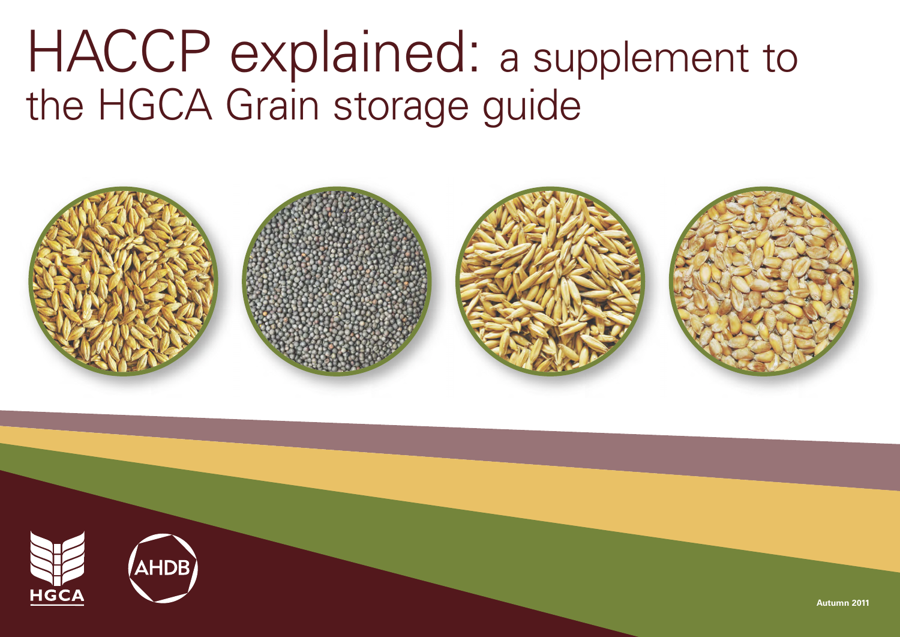# HACCP explained: a supplement to the HGCA Grain storage guide

HGCA

AHDB

Autumn 2011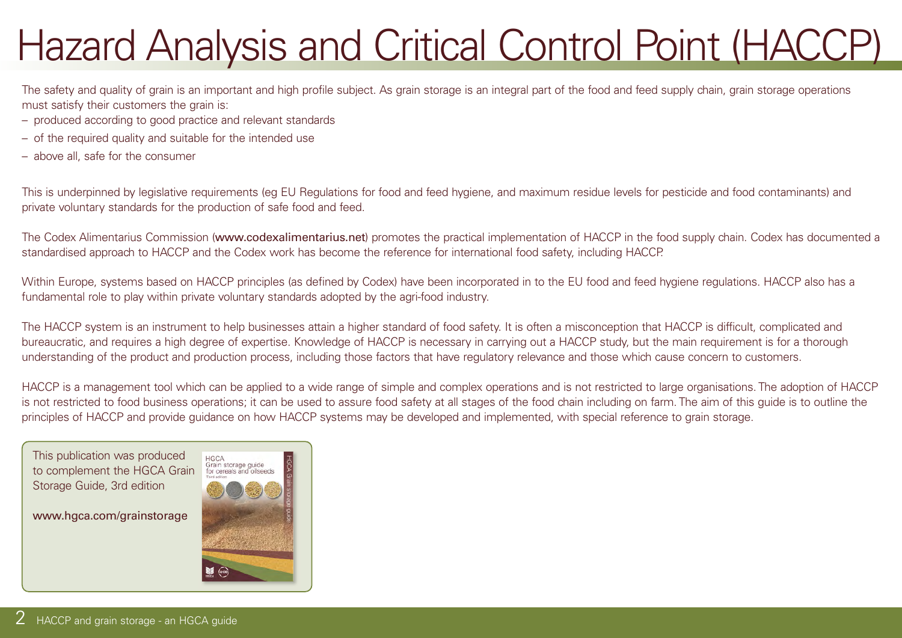# Hazard Analysis and Critical Control Point (HACCP)

The safety and quality of grain is an important and high profile subject. As grain storage is an integral part of the food and feed supply chain, grain storage operations must satisfy their customers the grain is:

- produced according to good practice and relevant standards
- of the required quality and suitable for the intended use
- above all, safe for the consumer

This is underpinned by legislative requirements (eg EU Regulations for food and feed hygiene, and maximum residue levels for pesticide and food contaminants) and private voluntary standards for the production of safe food and feed.

The Codex Alimentarius Commission (**www.codexalimentarius.net**) promotes the practical implementation of HACCP in the food supply chain. Codex has documented a standardised approach to HACCP and the Codex work has become the reference for international food safety, including HACCP.

Within Europe, systems based on HACCP principles (as defined by Codex) have been incorporated in to the EU food and feed hygiene regulations. HACCP also has a fundamental role to play within private voluntary standards adopted by the agri-food industry.

The HACCP system is an instrument to help businesses attain a higher standard of food safety. It is often a misconception that HACCP is difficult, complicated and bureaucratic, and requires a high degree of expertise. Knowledge of HACCP is necessary in carrying out a HACCP study, but the main requirement is for a thorough understanding of the product and production process, including those factors that have regulatory relevance and those which cause concern to customers.

HACCP is a management tool which can be applied to a wide range of simple and complex operations and is not restricted to large organisations. The adoption of HACCP is not restricted to food business operations; it can be used to assure food safety at all stages of the food chain including on farm. The aim of this guide is to outline the principles of HACCP and provide guidance on how HACCP systems may be developed and implemented, with special reference to grain storage.

This publication was produced to complement the HGCA Grain Storage Guide, 3rd edition

**www.hgca.com/grainstorage**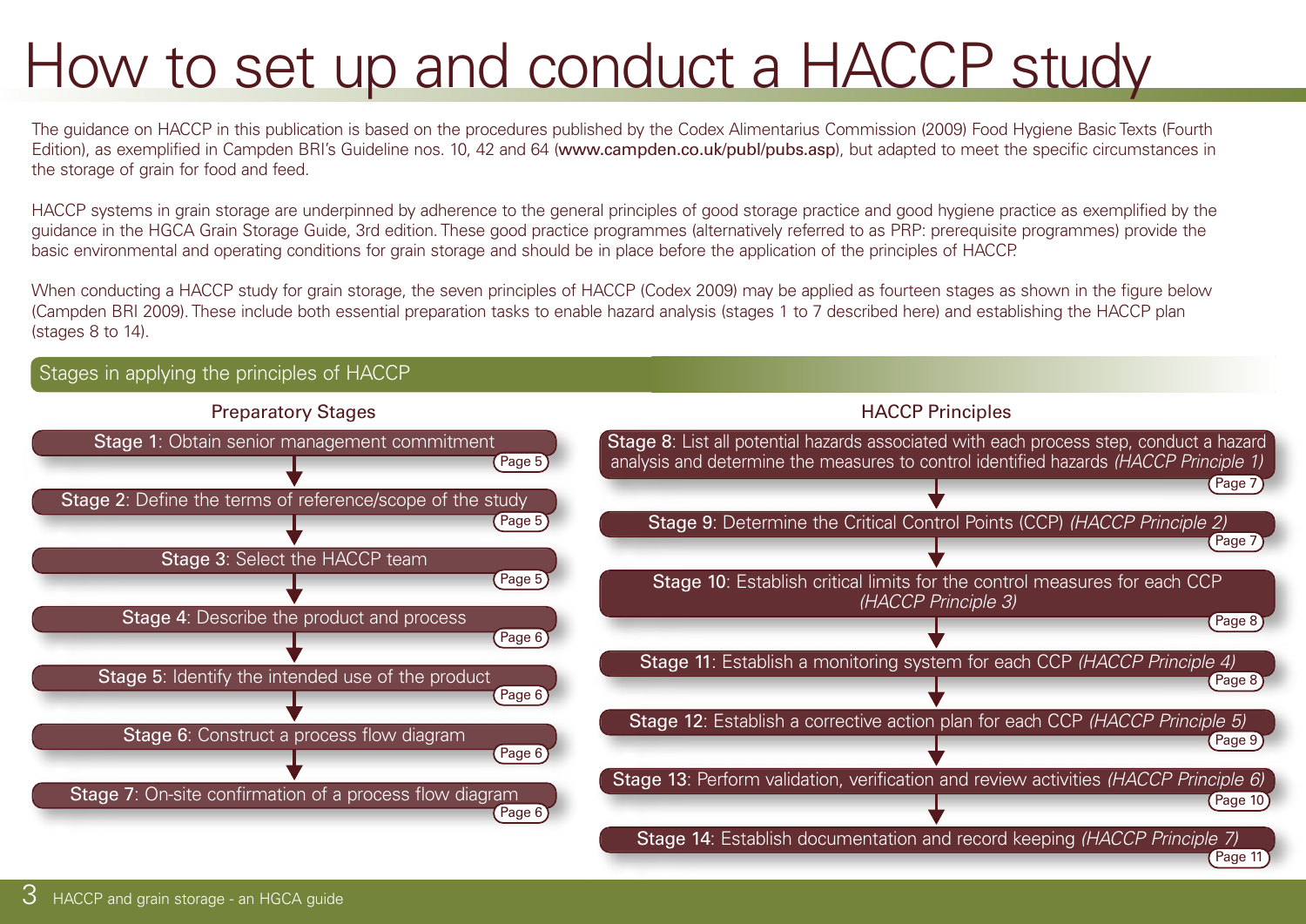# How to set up and conduct a HACCP study

The guidance on HACCP in this publication is based on the procedures published by the Codex Alimentarius Commission (2009) Food Hygiene Basic Texts (Fourth Edition), as exemplified in Campden BRI's Guideline nos. 10, 42 and 64 (www.campden.co.uk/publ/pubs.asp), but adapted to meet the specific circumstances in the storage of grain for food and feed.

HACCP systems in grain storage are underpinned by adherence to the general principles of good storage practice and good hygiene practice as exemplified by the guidance in the HGCA Grain Storage Guide, 3rd edition. These good practice programmes (alternatively referred to as PRP: prerequisite programmes) provide the basic environmental and operating conditions for grain storage and should be in place before the application of the principles of HACCP.

When conducting a HACCP study for grain storage, the seven principles of HACCP (Codex 2009) may be applied as fourteen stages as shown in the figure below (Campden BRI 2009). These include both essential preparation tasks to enable hazard analysis (stages 1 to 7 described here) and establishing the HACCP plan (stages 8 to 14).

## Stages in applying the principles of HACCP

### Preparatory Stages

- **Stage 1**: Obtain senior management commitment (Page 5)
- **Stage 2**: Define the terms of reference/scope of the study (Page 5)
- **Stage 3**: Select the HACCP team (Page 5)
- **Stage 4**: Describe the product and process (Page 6)
- **Stage 5**: Identify the intended use of the product (Page 6)
- **Stage 6**: Construct a process flow diagram (Page 6)
- **Stage 7**: On-site confirmation of a process flow diagram (Page 6)

### HACCP Principles

- **Stage 8**: List all potential hazards associated with each process step, conduct a hazard analysis and determine the measures to control identified hazards *(HACCP Principle 1)* (Page 7)
- **Stage 9**: Determine the Critical Control Points (CCP) *(HACCP Principle 2)* (Page 7)
- **Stage 10**: Establish critical limits for the control measures for each CCP *(HACCP Principle 3)* (Page 8)
- **Stage 11**: Establish a monitoring system for each CCP *(HACCP Principle 4)* (Page 8)
- **Stage 12**: Establish a corrective action plan for each CCP *(HACCP Principle 5)* (Page 9)
- **Stage 13**: Perform validation, verification and review activities *(HACCP Principle 6)* (Page 10)
- **Stage 14**: Establish documentation and record keeping *(HACCP Principle 7)* (Page 11)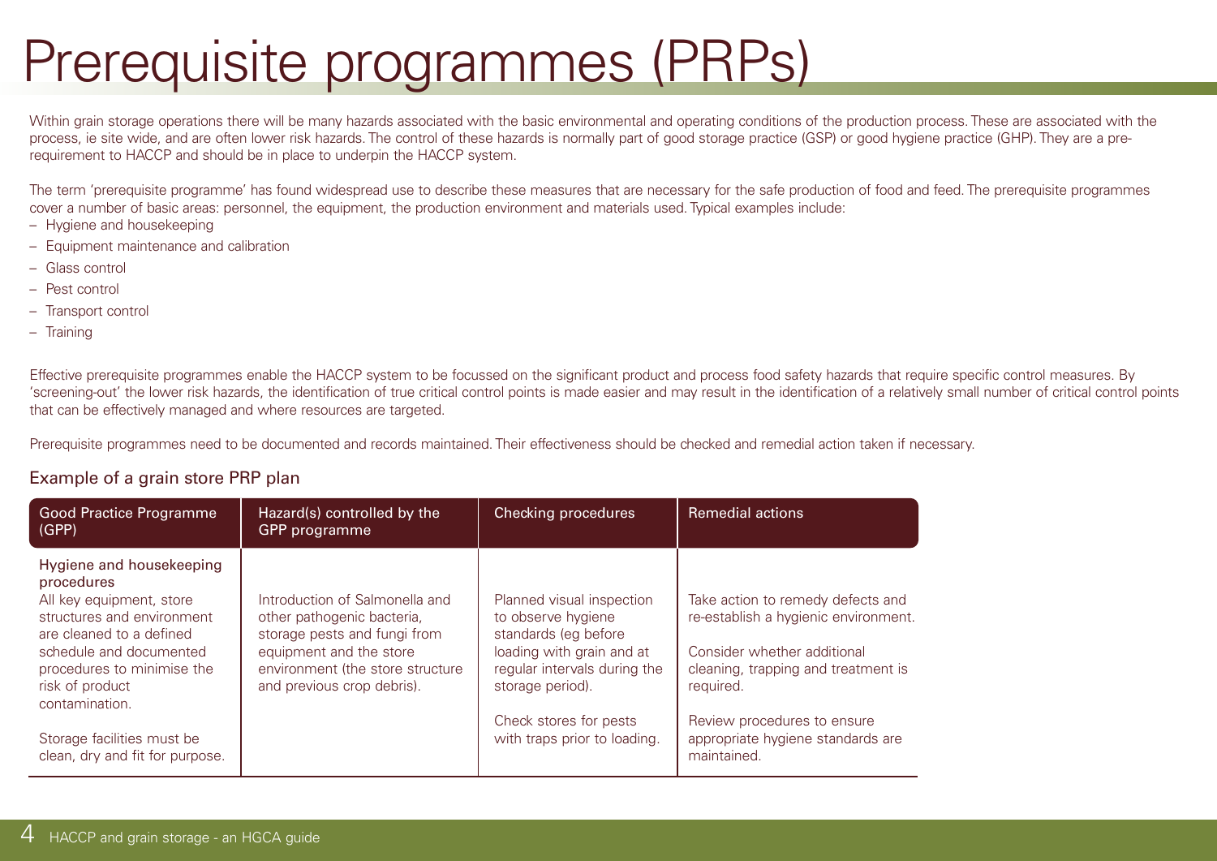# Prerequisite programmes (PRPs)

Within grain storage operations there will be many hazards associated with the basic environmental and operating conditions of the production process. These are associated with the process, ie site wide, and are often lower risk hazards. The control of these hazards is normally part of good storage practice (GSP) or good hygiene practice (GHP). They are a pre-requirement to HACCP and should be in place to underpin the HACCP system.

The term 'prerequisite programme' has found widespread use to describe these measures that are necessary for the safe production of food and feed. The prerequisite programmes cover a number of basic areas: personnel, the equipment, the production environment and materials used. Typical examples include:

- Hygiene and housekeeping
- Equipment maintenance and calibration
- Glass control
- Pest control
- Transport control
- Training

Effective prerequisite programmes enable the HACCP system to be focussed on the significant product and process food safety hazards that require specific control measures. By 'screening-out' the lower risk hazards, the identification of true critical control points is made easier and may result in the identification of a relatively small number of critical control points that can be effectively managed and where resources are targeted.

Prerequisite programmes need to be documented and records maintained. Their effectiveness should be checked and remedial action taken if necessary.

## Example of a grain store PRP plan

| Good Practice Programme (GPP) | Hazard(s) controlled by the GPP programme | Checking procedures | Remedial actions |
|---|---|---|---|
| **Hygiene and housekeeping procedures**<br>All key equipment, store structures and environment are cleaned to a defined schedule and documented procedures to minimise the risk of product contamination.<br><br>Storage facilities must be clean, dry and fit for purpose. | Introduction of Salmonella and other pathogenic bacteria, storage pests and fungi from equipment and the store environment (the store structure and previous crop debris). | Planned visual inspection to observe hygiene standards (eg before loading with grain and at regular intervals during the storage period).<br><br>Check stores for pests with traps prior to loading. | Take action to remedy defects and re-establish a hygienic environment.<br><br>Consider whether additional cleaning, trapping and treatment is required.<br><br>Review procedures to ensure appropriate hygiene standards are maintained. |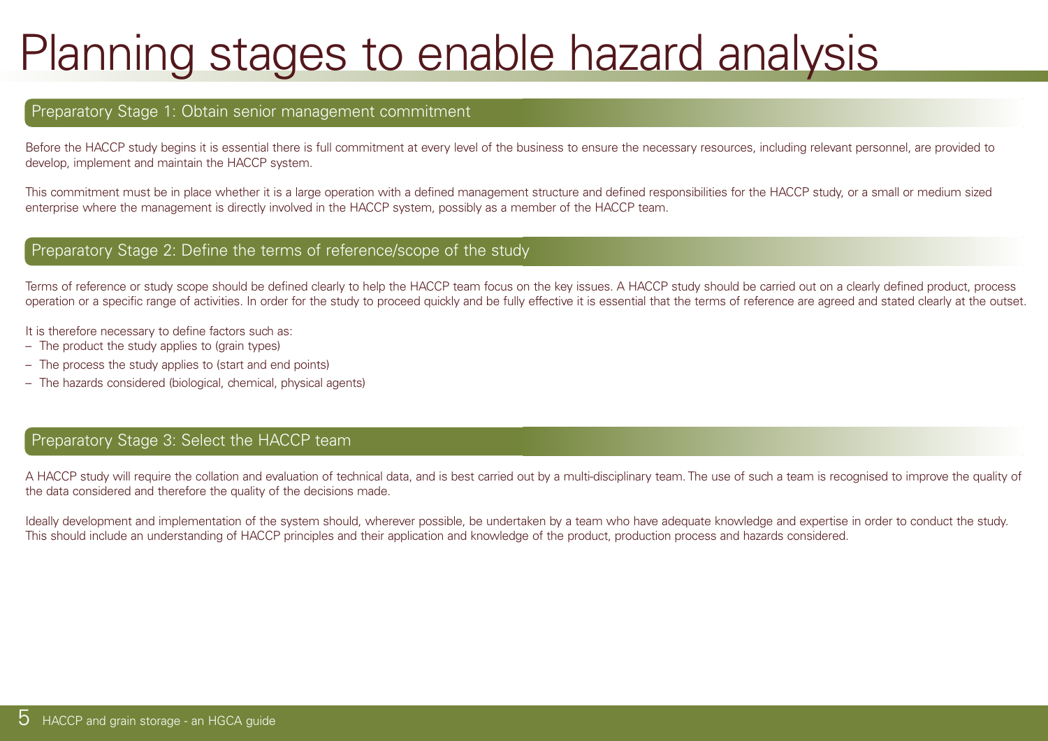# Planning stages to enable hazard analysis

## Preparatory Stage 1: Obtain senior management commitment

Before the HACCP study begins it is essential there is full commitment at every level of the business to ensure the necessary resources, including relevant personnel, are provided to develop, implement and maintain the HACCP system.

This commitment must be in place whether it is a large operation with a defined management structure and defined responsibilities for the HACCP study, or a small or medium sized enterprise where the management is directly involved in the HACCP system, possibly as a member of the HACCP team.

## Preparatory Stage 2: Define the terms of reference/scope of the study

Terms of reference or study scope should be defined clearly to help the HACCP team focus on the key issues. A HACCP study should be carried out on a clearly defined product, process operation or a specific range of activities. In order for the study to proceed quickly and be fully effective it is essential that the terms of reference are agreed and stated clearly at the outset.

It is therefore necessary to define factors such as:

- The product the study applies to (grain types)
- The process the study applies to (start and end points)
- The hazards considered (biological, chemical, physical agents)

## Preparatory Stage 3: Select the HACCP team

A HACCP study will require the collation and evaluation of technical data, and is best carried out by a multi-disciplinary team. The use of such a team is recognised to improve the quality of the data considered and therefore the quality of the decisions made.

Ideally development and implementation of the system should, wherever possible, be undertaken by a team who have adequate knowledge and expertise in order to conduct the study. This should include an understanding of HACCP principles and their application and knowledge of the product, production process and hazards considered.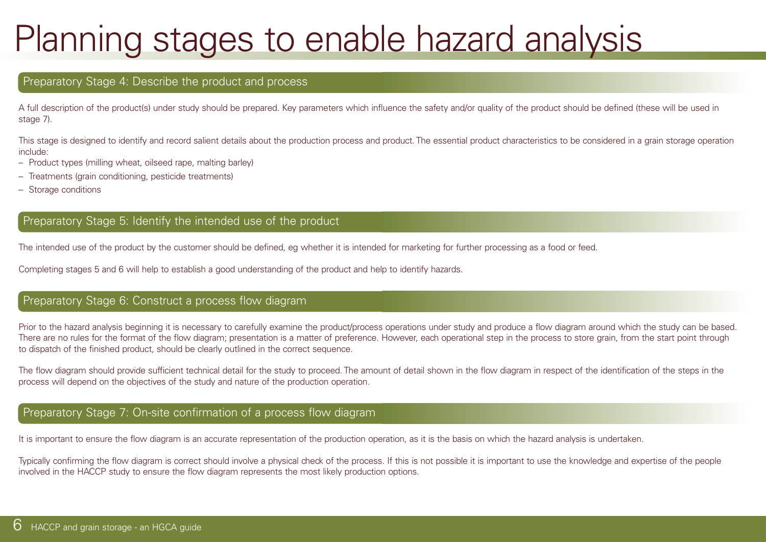# Planning stages to enable hazard analysis

## Preparatory Stage 4: Describe the product and process

A full description of the product(s) under study should be prepared. Key parameters which influence the safety and/or quality of the product should be defined (these will be used in stage 7).

This stage is designed to identify and record salient details about the production process and product. The essential product characteristics to be considered in a grain storage operation include:

- Product types (milling wheat, oilseed rape, malting barley)
- Treatments (grain conditioning, pesticide treatments)
- Storage conditions

## Preparatory Stage 5: Identify the intended use of the product

The intended use of the product by the customer should be defined, eg whether it is intended for marketing for further processing as a food or feed.

Completing stages 5 and 6 will help to establish a good understanding of the product and help to identify hazards.

## Preparatory Stage 6: Construct a process flow diagram

Prior to the hazard analysis beginning it is necessary to carefully examine the product/process operations under study and produce a flow diagram around which the study can be based. There are no rules for the format of the flow diagram; presentation is a matter of preference. However, each operational step in the process to store grain, from the start point through to dispatch of the finished product, should be clearly outlined in the correct sequence.

The flow diagram should provide sufficient technical detail for the study to proceed. The amount of detail shown in the flow diagram in respect of the identification of the steps in the process will depend on the objectives of the study and nature of the production operation.

## Preparatory Stage 7: On-site confirmation of a process flow diagram

It is important to ensure the flow diagram is an accurate representation of the production operation, as it is the basis on which the hazard analysis is undertaken.

Typically confirming the flow diagram is correct should involve a physical check of the process. If this is not possible it is important to use the knowledge and expertise of the people involved in the HACCP study to ensure the flow diagram represents the most likely production options.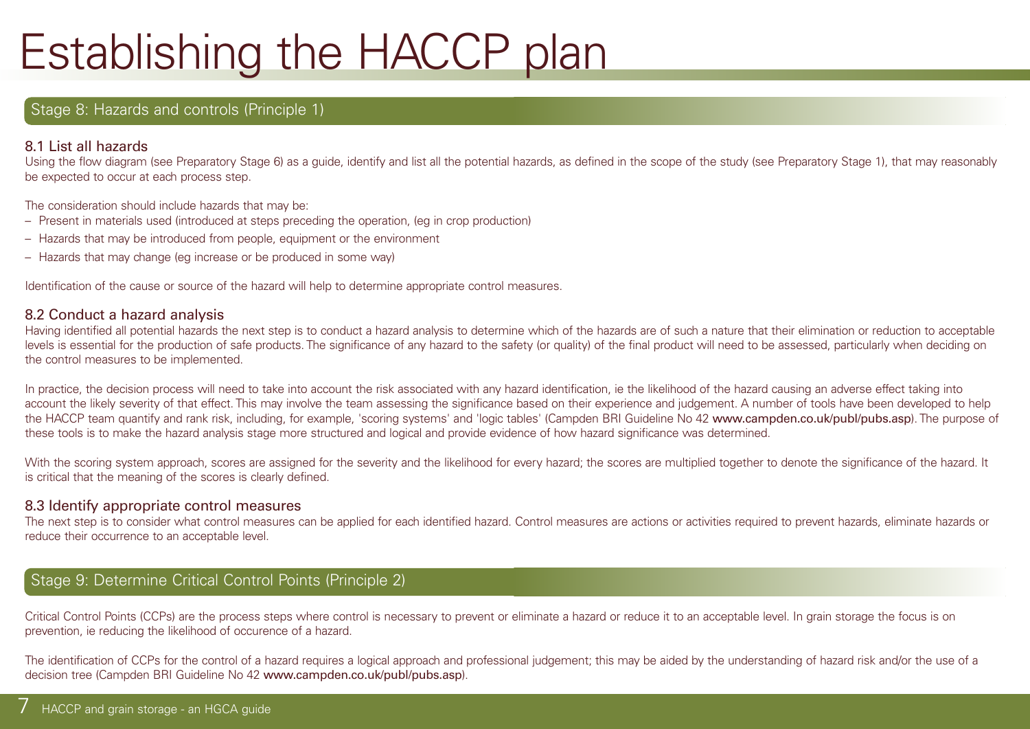# Establishing the HACCP plan

## Stage 8: Hazards and controls (Principle 1)

### 8.1 List all hazards

Using the flow diagram (see Preparatory Stage 6) as a guide, identify and list all the potential hazards, as defined in the scope of the study (see Preparatory Stage 1), that may reasonably be expected to occur at each process step.

The consideration should include hazards that may be:

- Present in materials used (introduced at steps preceding the operation, (eg in crop production)
- Hazards that may be introduced from people, equipment or the environment
- Hazards that may change (eg increase or be produced in some way)

Identification of the cause or source of the hazard will help to determine appropriate control measures.

### 8.2 Conduct a hazard analysis

Having identified all potential hazards the next step is to conduct a hazard analysis to determine which of the hazards are of such a nature that their elimination or reduction to acceptable levels is essential for the production of safe products. The significance of any hazard to the safety (or quality) of the final product will need to be assessed, particularly when deciding on the control measures to be implemented.

In practice, the decision process will need to take into account the risk associated with any hazard identification, ie the likelihood of the hazard causing an adverse effect taking into account the likely severity of that effect. This may involve the team assessing the significance based on their experience and judgement. A number of tools have been developed to help the HACCP team quantify and rank risk, including, for example, 'scoring systems' and 'logic tables' (Campden BRI Guideline No 42 **www.campden.co.uk/publ/pubs.asp**). The purpose of these tools is to make the hazard analysis stage more structured and logical and provide evidence of how hazard significance was determined.

With the scoring system approach, scores are assigned for the severity and the likelihood for every hazard; the scores are multiplied together to denote the significance of the hazard. It is critical that the meaning of the scores is clearly defined.

### 8.3 Identify appropriate control measures

The next step is to consider what control measures can be applied for each identified hazard. Control measures are actions or activities required to prevent hazards, eliminate hazards or reduce their occurrence to an acceptable level.

## Stage 9: Determine Critical Control Points (Principle 2)

Critical Control Points (CCPs) are the process steps where control is necessary to prevent or eliminate a hazard or reduce it to an acceptable level. In grain storage the focus is on prevention, ie reducing the likelihood of occurence of a hazard.

The identification of CCPs for the control of a hazard requires a logical approach and professional judgement; this may be aided by the understanding of hazard risk and/or the use of a decision tree (Campden BRI Guideline No 42 **www.campden.co.uk/publ/pubs.asp**).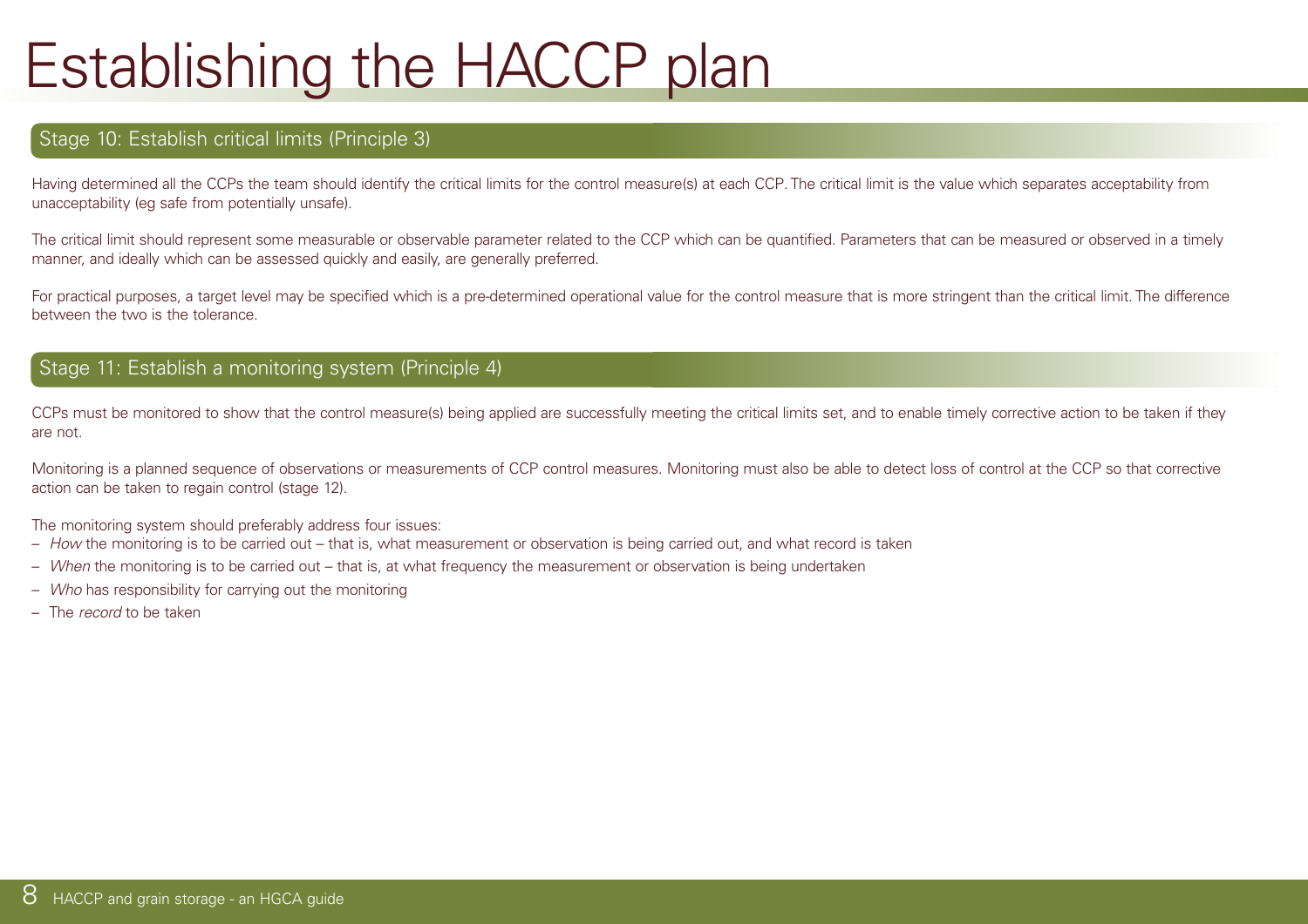# Establishing the HACCP plan

## Stage 10: Establish critical limits (Principle 3)

Having determined all the CCPs the team should identify the critical limits for the control measure(s) at each CCP. The critical limit is the value which separates acceptability from unacceptability (eg safe from potentially unsafe).

The critical limit should represent some measurable or observable parameter related to the CCP which can be quantified. Parameters that can be measured or observed in a timely manner, and ideally which can be assessed quickly and easily, are generally preferred.

For practical purposes, a target level may be specified which is a pre-determined operational value for the control measure that is more stringent than the critical limit. The difference between the two is the tolerance.

## Stage 11: Establish a monitoring system (Principle 4)

CCPs must be monitored to show that the control measure(s) being applied are successfully meeting the critical limits set, and to enable timely corrective action to be taken if they are not.

Monitoring is a planned sequence of observations or measurements of CCP control measures. Monitoring must also be able to detect loss of control at the CCP so that corrective action can be taken to regain control (stage 12).

The monitoring system should preferably address four issues:

- *How* the monitoring is to be carried out – that is, what measurement or observation is being carried out, and what record is taken
- *When* the monitoring is to be carried out – that is, at what frequency the measurement or observation is being undertaken
- *Who* has responsibility for carrying out the monitoring
- The *record* to be taken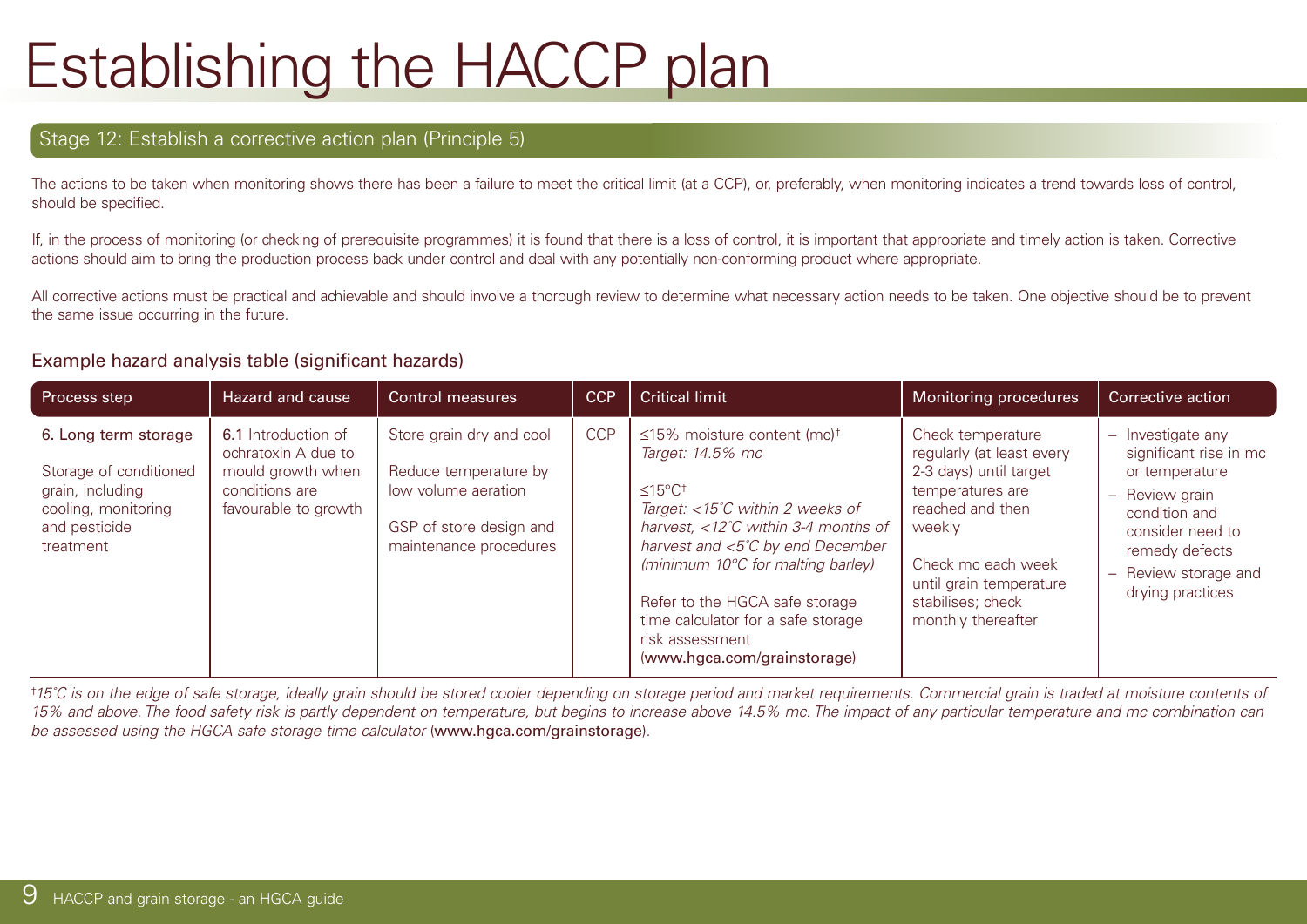# Establishing the HACCP plan

## Stage 12: Establish a corrective action plan (Principle 5)

The actions to be taken when monitoring shows there has been a failure to meet the critical limit (at a CCP), or, preferably, when monitoring indicates a trend towards loss of control, should be specified.

If, in the process of monitoring (or checking of prerequisite programmes) it is found that there is a loss of control, it is important that appropriate and timely action is taken. Corrective actions should aim to bring the production process back under control and deal with any potentially non-conforming product where appropriate.

All corrective actions must be practical and achievable and should involve a thorough review to determine what necessary action needs to be taken. One objective should be to prevent the same issue occurring in the future.

### Example hazard analysis table (significant hazards)

| Process step | Hazard and cause | Control measures | CCP | Critical limit | Monitoring procedures | Corrective action |
|---|---|---|---|---|---|---|
| 6. Long term storage<br><br>Storage of conditioned grain, including cooling, monitoring and pesticide treatment | **6.1** Introduction of ochratoxin A due to mould growth when conditions are favourable to growth | Store grain dry and cool<br><br>Reduce temperature by low volume aeration<br><br>GSP of store design and maintenance procedures | CCP | ≤15% moisture content (mc)† *Target: 14.5% mc*<br><br>≤15°C†<br>*Target: <15˚C within 2 weeks of harvest, <12˚C within 3-4 months of harvest and <5˚C by end December (minimum 10°C for malting barley)*<br><br>Refer to the HGCA safe storage time calculator for a safe storage risk assessment (www.hgca.com/grainstorage) | Check temperature regularly (at least every 2-3 days) until target temperatures are reached and then weekly<br><br>Check mc each week until grain temperature stabilises; check monthly thereafter | – Investigate any significant rise in mc or temperature<br>– Review grain condition and consider need to remedy defects<br>– Review storage and drying practices |

†*15˚C is on the edge of safe storage, ideally grain should be stored cooler depending on storage period and market requirements. Commercial grain is traded at moisture contents of 15% and above. The food safety risk is partly dependent on temperature, but begins to increase above 14.5% mc. The impact of any particular temperature and mc combination can be assessed using the HGCA safe storage time calculator* (www.hgca.com/grainstorage).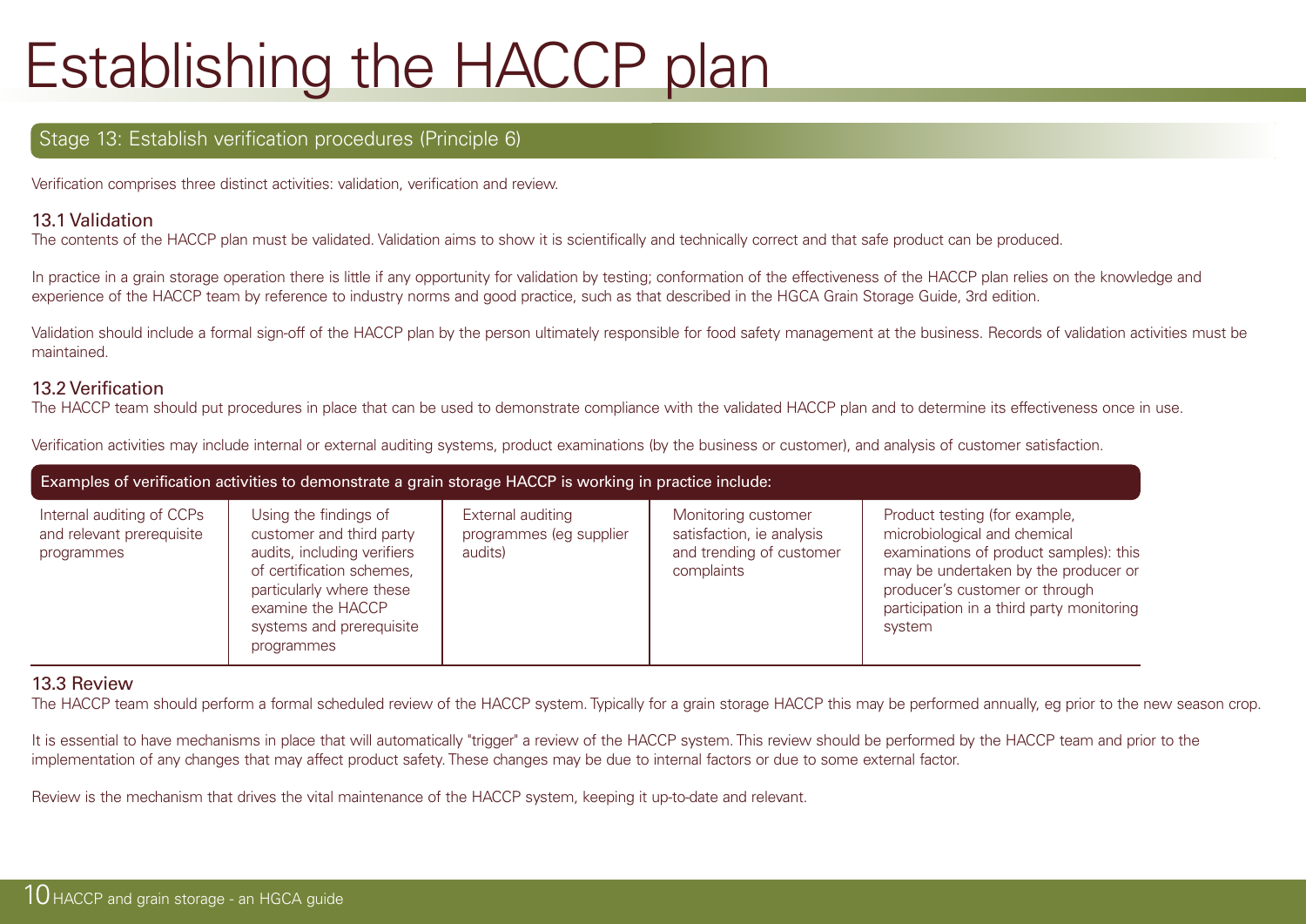# Establishing the HACCP plan

## Stage 13: Establish verification procedures (Principle 6)

Verification comprises three distinct activities: validation, verification and review.

### 13.1 Validation

The contents of the HACCP plan must be validated. Validation aims to show it is scientifically and technically correct and that safe product can be produced.

In practice in a grain storage operation there is little if any opportunity for validation by testing; conformation of the effectiveness of the HACCP plan relies on the knowledge and experience of the HACCP team by reference to industry norms and good practice, such as that described in the HGCA Grain Storage Guide, 3rd edition.

Validation should include a formal sign-off of the HACCP plan by the person ultimately responsible for food safety management at the business. Records of validation activities must be maintained.

### 13.2 Verification

The HACCP team should put procedures in place that can be used to demonstrate compliance with the validated HACCP plan and to determine its effectiveness once in use.

Verification activities may include internal or external auditing systems, product examinations (by the business or customer), and analysis of customer satisfaction.

| Examples of verification activities to demonstrate a grain storage HACCP is working in practice include: | | | | |
|---|---|---|---|---|
| Internal auditing of CCPs and relevant prerequisite programmes | Using the findings of customer and third party audits, including verifiers of certification schemes, particularly where these examine the HACCP systems and prerequisite programmes | External auditing programmes (eg supplier audits) | Monitoring customer satisfaction, ie analysis and trending of customer complaints | Product testing (for example, microbiological and chemical examinations of product samples): this may be undertaken by the producer or producer's customer or through participation in a third party monitoring system |

### 13.3 Review

The HACCP team should perform a formal scheduled review of the HACCP system. Typically for a grain storage HACCP this may be performed annually, eg prior to the new season crop.

It is essential to have mechanisms in place that will automatically "trigger" a review of the HACCP system. This review should be performed by the HACCP team and prior to the implementation of any changes that may affect product safety. These changes may be due to internal factors or due to some external factor.

Review is the mechanism that drives the vital maintenance of the HACCP system, keeping it up-to-date and relevant.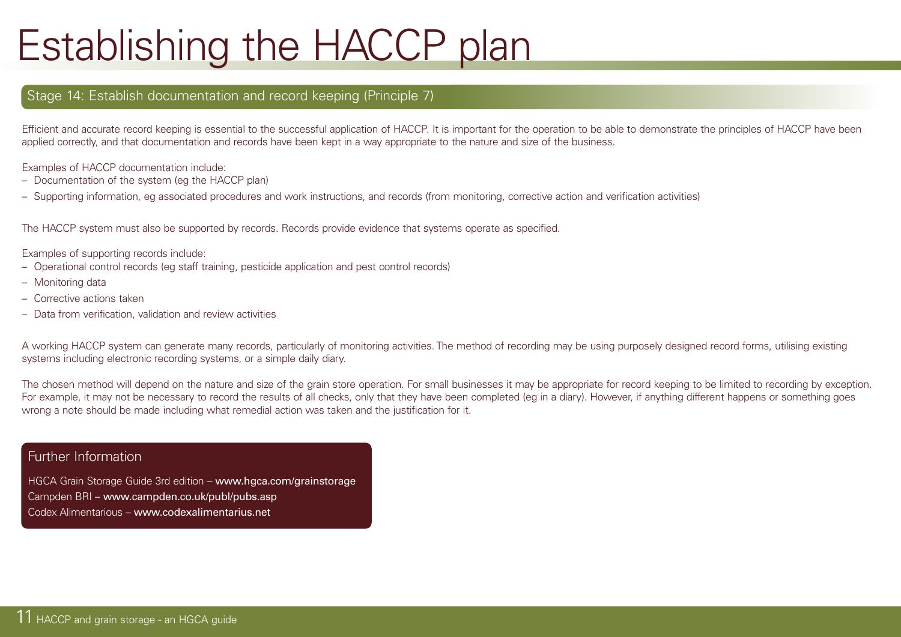# Establishing the HACCP plan

## Stage 14: Establish documentation and record keeping (Principle 7)

Efficient and accurate record keeping is essential to the successful application of HACCP. It is important for the operation to be able to demonstrate the principles of HACCP have been applied correctly, and that documentation and records have been kept in a way appropriate to the nature and size of the business.

Examples of HACCP documentation include:

- Documentation of the system (eg the HACCP plan)
- Supporting information, eg associated procedures and work instructions, and records (from monitoring, corrective action and verification activities)

The HACCP system must also be supported by records. Records provide evidence that systems operate as specified.

Examples of supporting records include:

- Operational control records (eg staff training, pesticide application and pest control records)
- Monitoring data
- Corrective actions taken
- Data from verification, validation and review activities

A working HACCP system can generate many records, particularly of monitoring activities. The method of recording may be using purposely designed record forms, utilising existing systems including electronic recording systems, or a simple daily diary.

The chosen method will depend on the nature and size of the grain store operation. For small businesses it may be appropriate for record keeping to be limited to recording by exception. For example, it may not be necessary to record the results of all checks, only that they have been completed (eg in a diary). However, if anything different happens or something goes wrong a note should be made including what remedial action was taken and the justification for it.

### Further Information

HGCA Grain Storage Guide 3rd edition – **www.hgca.com/grainstorage**
Campden BRI – **www.campden.co.uk/publ/pubs.asp**
Codex Alimentarious – **www.codexalimentarius.net**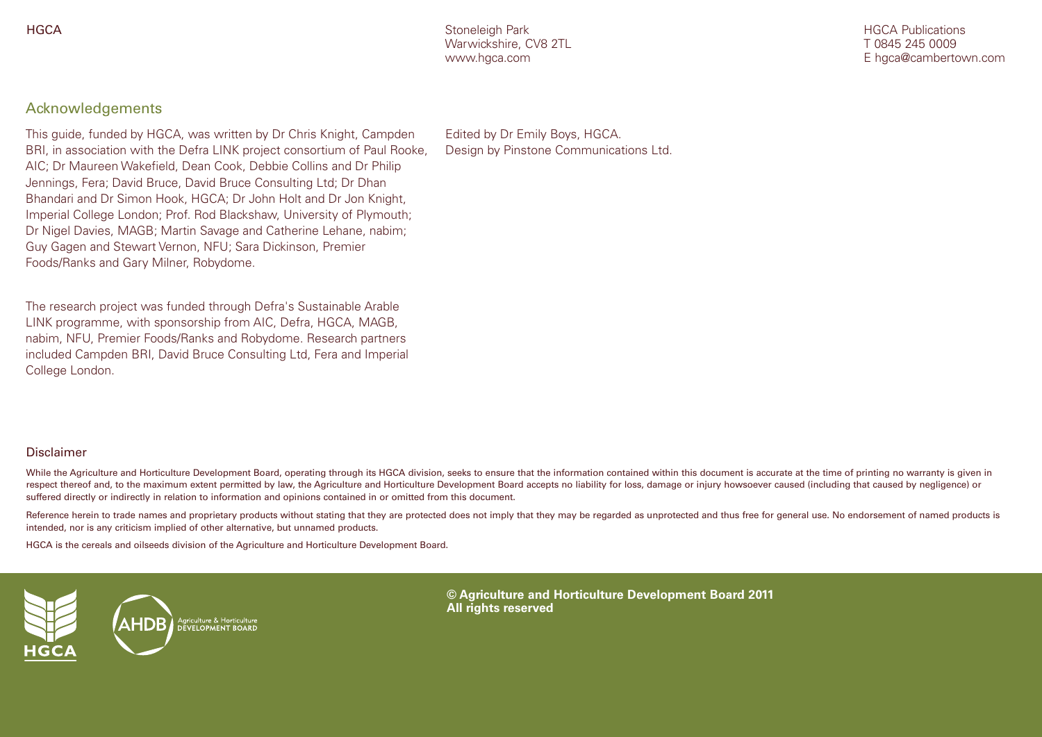HGCA

Stoneleigh Park
Warwickshire, CV8 2TL
www.hgca.com

HGCA Publications
T 0845 245 0009
E hgca@cambertown.com

## Acknowledgements

This guide, funded by HGCA, was written by Dr Chris Knight, Campden BRI, in association with the Defra LINK project consortium of Paul Rooke, AIC; Dr Maureen Wakefield, Dean Cook, Debbie Collins and Dr Philip Jennings, Fera; David Bruce, David Bruce Consulting Ltd; Dr Dhan Bhandari and Dr Simon Hook, HGCA; Dr John Holt and Dr Jon Knight, Imperial College London; Prof. Rod Blackshaw, University of Plymouth; Dr Nigel Davies, MAGB; Martin Savage and Catherine Lehane, nabim; Guy Gagen and Stewart Vernon, NFU; Sara Dickinson, Premier Foods/Ranks and Gary Milner, Robydome.

The research project was funded through Defra's Sustainable Arable LINK programme, with sponsorship from AIC, Defra, HGCA, MAGB, nabim, NFU, Premier Foods/Ranks and Robydome. Research partners included Campden BRI, David Bruce Consulting Ltd, Fera and Imperial College London.

Edited by Dr Emily Boys, HGCA.
Design by Pinstone Communications Ltd.

### Disclaimer

While the Agriculture and Horticulture Development Board, operating through its HGCA division, seeks to ensure that the information contained within this document is accurate at the time of printing no warranty is given in respect thereof and, to the maximum extent permitted by law, the Agriculture and Horticulture Development Board accepts no liability for loss, damage or injury howsoever caused (including that caused by negligence) or suffered directly or indirectly in relation to information and opinions contained in or omitted from this document.

Reference herein to trade names and proprietary products without stating that they are protected does not imply that they may be regarded as unprotected and thus free for general use. No endorsement of named products is intended, nor is any criticism implied of other alternative, but unnamed products.

HGCA is the cereals and oilseeds division of the Agriculture and Horticulture Development Board.

HGCA

AHDB Agriculture & Horticulture DEVELOPMENT BOARD

**© Agriculture and Horticulture Development Board 2011**
**All rights reserved**